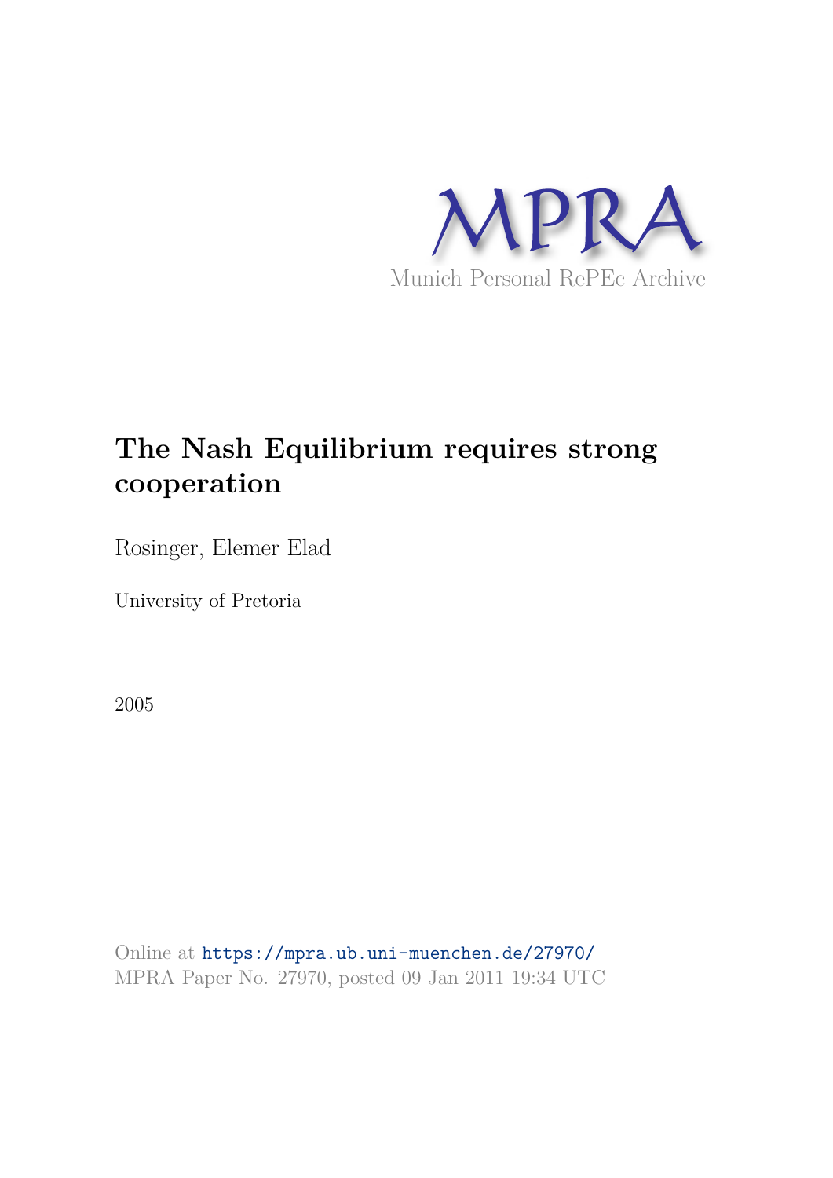MPRA

Munich Personal RePEc Archive

# The Nash Equilibrium requires strong cooperation

Rosinger, Elemer Elad

University of Pretoria

2005

Online at https://mpra.ub.uni-muenchen.de/27970/
MPRA Paper No. 27970, posted 09 Jan 2011 19:34 UTC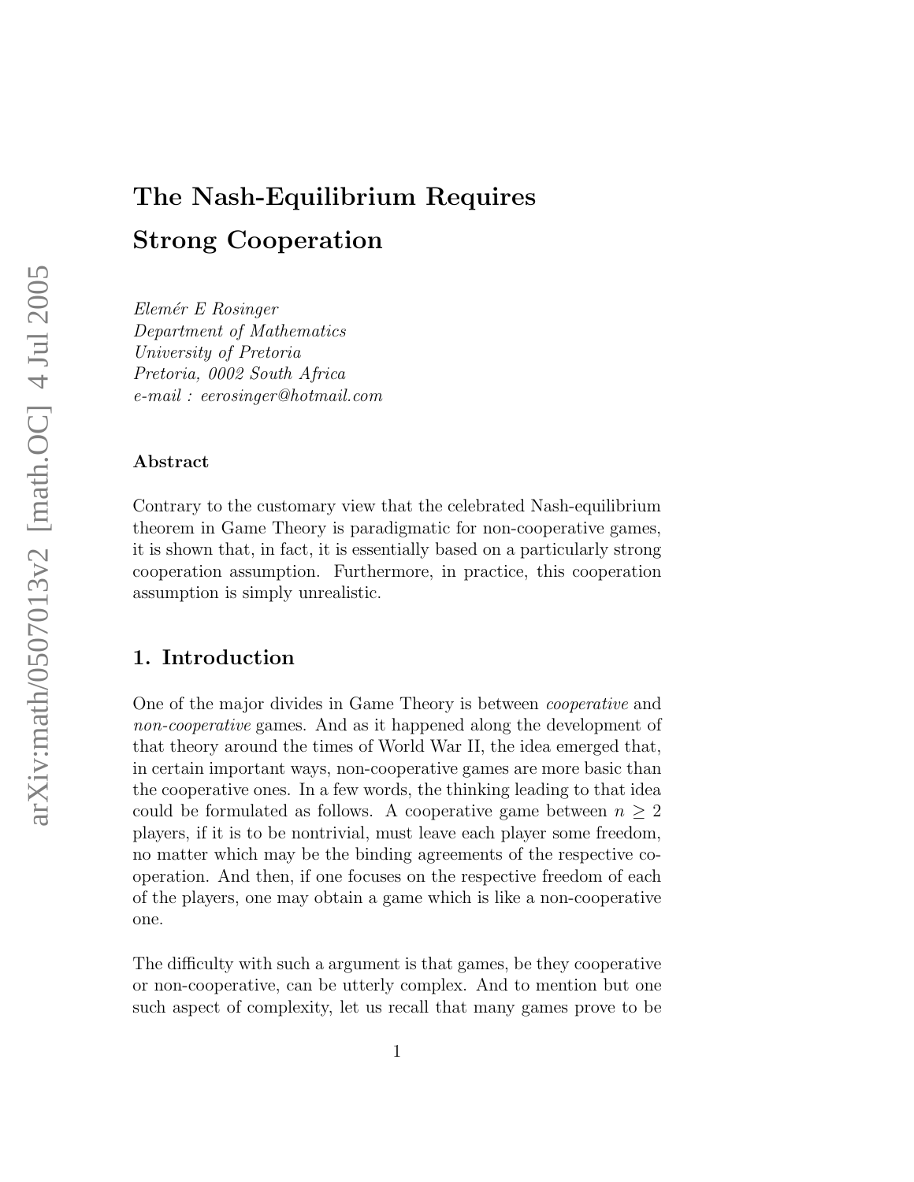# The Nash-Equilibrium Requires Strong Cooperation

*Elemér E Rosinger*
*Department of Mathematics*
*University of Pretoria*
*Pretoria, 0002 South Africa*
*e-mail : eerosinger@hotmail.com*

### Abstract

Contrary to the customary view that the celebrated Nash-equilibrium theorem in Game Theory is paradigmatic for non-cooperative games, it is shown that, in fact, it is essentially based on a particularly strong cooperation assumption. Furthermore, in practice, this cooperation assumption is simply unrealistic.

## 1. Introduction

One of the major divides in Game Theory is between *cooperative* and *non-cooperative* games. And as it happened along the development of that theory around the times of World War II, the idea emerged that, in certain important ways, non-cooperative games are more basic than the cooperative ones. In a few words, the thinking leading to that idea could be formulated as follows. A cooperative game between $n \geq 2$ players, if it is to be nontrivial, must leave each player some freedom, no matter which may be the binding agreements of the respective co-operation. And then, if one focuses on the respective freedom of each of the players, one may obtain a game which is like a non-cooperative one.

The difficulty with such a argument is that games, be they cooperative or non-cooperative, can be utterly complex. And to mention but one such aspect of complexity, let us recall that many games prove to be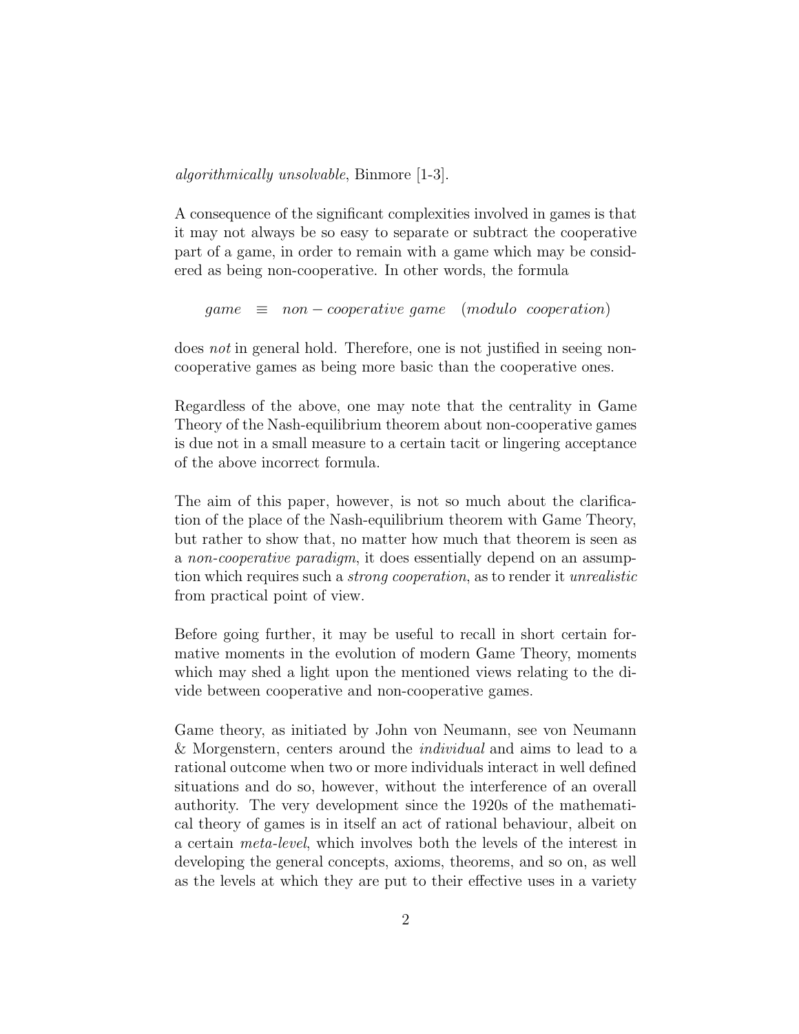*algorithmically unsolvable*, Binmore [1-3].

A consequence of the significant complexities involved in games is that it may not always be so easy to separate or subtract the cooperative part of a game, in order to remain with a game which may be considered as being non-cooperative. In other words, the formula

$$game \;\; \equiv \;\; non-cooperative\ game \quad (modulo\ \ cooperation)$$

does *not* in general hold. Therefore, one is not justified in seeing non-cooperative games as being more basic than the cooperative ones.

Regardless of the above, one may note that the centrality in Game Theory of the Nash-equilibrium theorem about non-cooperative games is due not in a small measure to a certain tacit or lingering acceptance of the above incorrect formula.

The aim of this paper, however, is not so much about the clarification of the place of the Nash-equilibrium theorem with Game Theory, but rather to show that, no matter how much that theorem is seen as a *non-cooperative paradigm*, it does essentially depend on an assumption which requires such a *strong cooperation*, as to render it *unrealistic* from practical point of view.

Before going further, it may be useful to recall in short certain formative moments in the evolution of modern Game Theory, moments which may shed a light upon the mentioned views relating to the divide between cooperative and non-cooperative games.

Game theory, as initiated by John von Neumann, see von Neumann & Morgenstern, centers around the *individual* and aims to lead to a rational outcome when two or more individuals interact in well defined situations and do so, however, without the interference of an overall authority. The very development since the 1920s of the mathematical theory of games is in itself an act of rational behaviour, albeit on a certain *meta-level*, which involves both the levels of the interest in developing the general concepts, axioms, theorems, and so on, as well as the levels at which they are put to their effective uses in a variety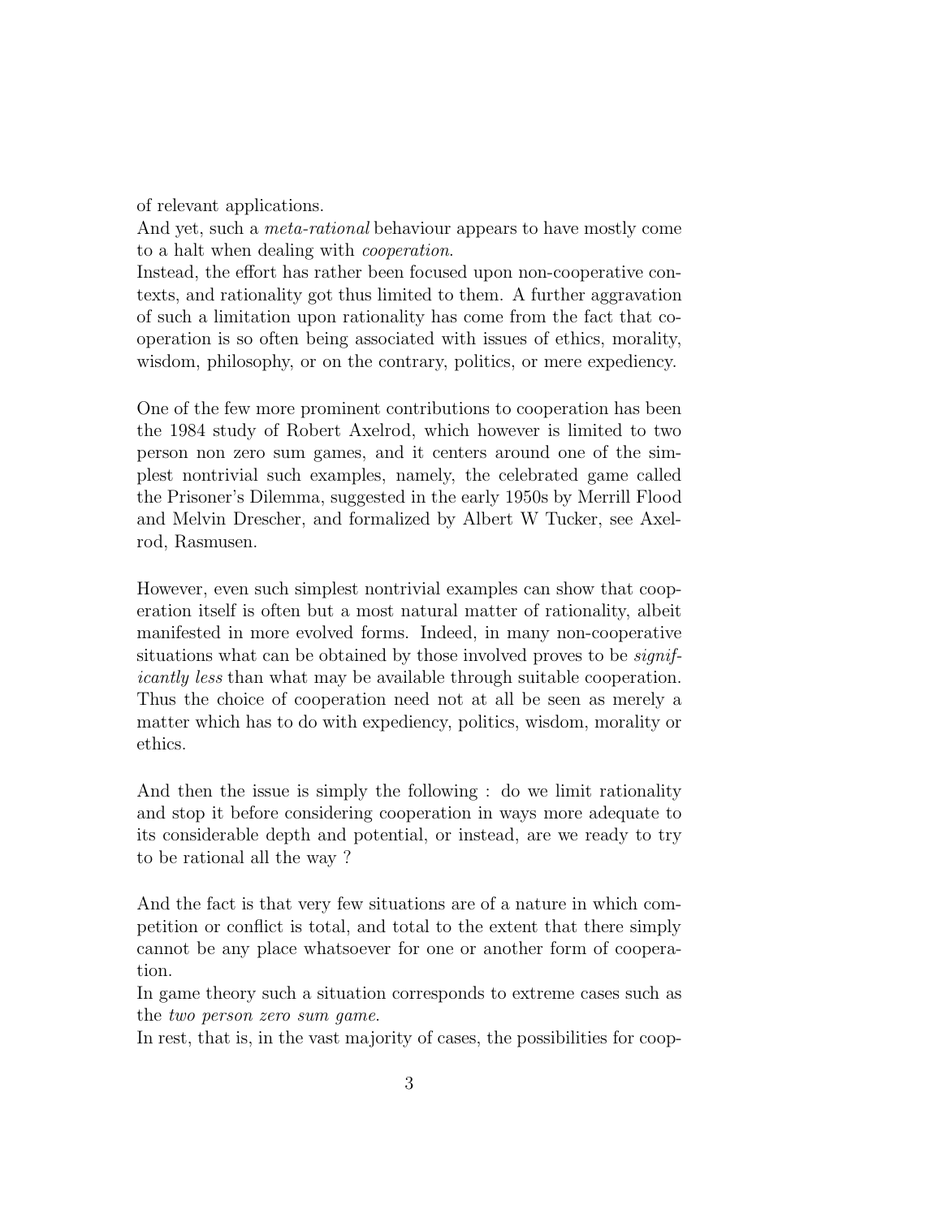of relevant applications.
And yet, such a *meta-rational* behaviour appears to have mostly come to a halt when dealing with *cooperation*.
Instead, the effort has rather been focused upon non-cooperative contexts, and rationality got thus limited to them. A further aggravation of such a limitation upon rationality has come from the fact that cooperation is so often being associated with issues of ethics, morality, wisdom, philosophy, or on the contrary, politics, or mere expediency.

One of the few more prominent contributions to cooperation has been the 1984 study of Robert Axelrod, which however is limited to two person non zero sum games, and it centers around one of the simplest nontrivial such examples, namely, the celebrated game called the Prisoner's Dilemma, suggested in the early 1950s by Merrill Flood and Melvin Drescher, and formalized by Albert W Tucker, see Axelrod, Rasmusen.

However, even such simplest nontrivial examples can show that cooperation itself is often but a most natural matter of rationality, albeit manifested in more evolved forms. Indeed, in many non-cooperative situations what can be obtained by those involved proves to be *significantly less* than what may be available through suitable cooperation. Thus the choice of cooperation need not at all be seen as merely a matter which has to do with expediency, politics, wisdom, morality or ethics.

And then the issue is simply the following : do we limit rationality and stop it before considering cooperation in ways more adequate to its considerable depth and potential, or instead, are we ready to try to be rational all the way ?

And the fact is that very few situations are of a nature in which competition or conflict is total, and total to the extent that there simply cannot be any place whatsoever for one or another form of cooperation.
In game theory such a situation corresponds to extreme cases such as the *two person zero sum game*.
In rest, that is, in the vast majority of cases, the possibilities for coop-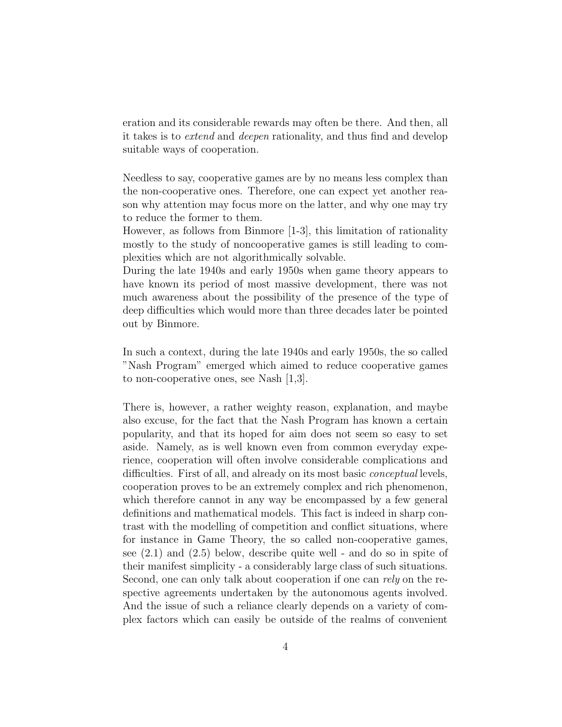eration and its considerable rewards may often be there. And then, all it takes is to *extend* and *deepen* rationality, and thus find and develop suitable ways of cooperation.

Needless to say, cooperative games are by no means less complex than the non-cooperative ones. Therefore, one can expect yet another reason why attention may focus more on the latter, and why one may try to reduce the former to them.

However, as follows from Binmore [1-3], this limitation of rationality mostly to the study of noncooperative games is still leading to complexities which are not algorithmically solvable.

During the late 1940s and early 1950s when game theory appears to have known its period of most massive development, there was not much awareness about the possibility of the presence of the type of deep difficulties which would more than three decades later be pointed out by Binmore.

In such a context, during the late 1940s and early 1950s, the so called "Nash Program" emerged which aimed to reduce cooperative games to non-cooperative ones, see Nash [1,3].

There is, however, a rather weighty reason, explanation, and maybe also excuse, for the fact that the Nash Program has known a certain popularity, and that its hoped for aim does not seem so easy to set aside. Namely, as is well known even from common everyday experience, cooperation will often involve considerable complications and difficulties. First of all, and already on its most basic *conceptual* levels, cooperation proves to be an extremely complex and rich phenomenon, which therefore cannot in any way be encompassed by a few general definitions and mathematical models. This fact is indeed in sharp contrast with the modelling of competition and conflict situations, where for instance in Game Theory, the so called non-cooperative games, see (2.1) and (2.5) below, describe quite well - and do so in spite of their manifest simplicity - a considerably large class of such situations. Second, one can only talk about cooperation if one can *rely* on the respective agreements undertaken by the autonomous agents involved. And the issue of such a reliance clearly depends on a variety of complex factors which can easily be outside of the realms of convenient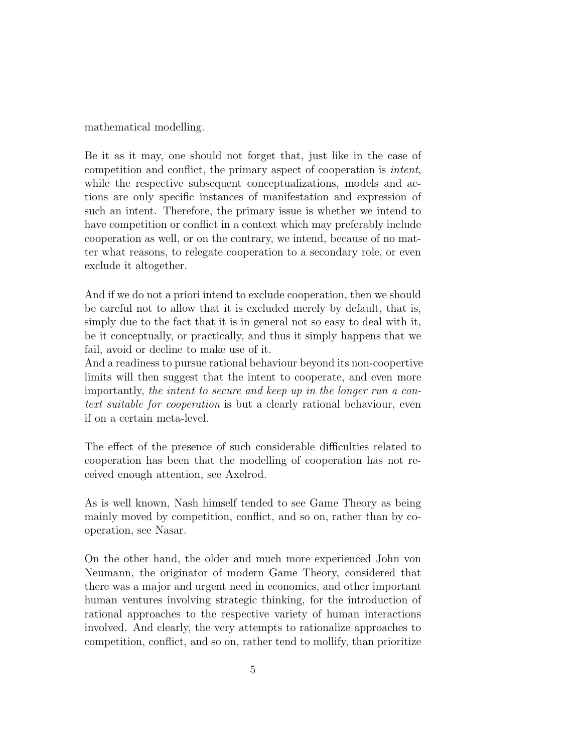mathematical modelling.

Be it as it may, one should not forget that, just like in the case of competition and conflict, the primary aspect of cooperation is *intent*, while the respective subsequent conceptualizations, models and actions are only specific instances of manifestation and expression of such an intent. Therefore, the primary issue is whether we intend to have competition or conflict in a context which may preferably include cooperation as well, or on the contrary, we intend, because of no matter what reasons, to relegate cooperation to a secondary role, or even exclude it altogether.

And if we do not a priori intend to exclude cooperation, then we should be careful not to allow that it is excluded merely by default, that is, simply due to the fact that it is in general not so easy to deal with it, be it conceptually, or practically, and thus it simply happens that we fail, avoid or decline to make use of it.
And a readiness to pursue rational behaviour beyond its non-coopertive limits will then suggest that the intent to cooperate, and even more importantly, *the intent to secure and keep up in the longer run a context suitable for cooperation* is but a clearly rational behaviour, even if on a certain meta-level.

The effect of the presence of such considerable difficulties related to cooperation has been that the modelling of cooperation has not received enough attention, see Axelrod.

As is well known, Nash himself tended to see Game Theory as being mainly moved by competition, conflict, and so on, rather than by cooperation, see Nasar.

On the other hand, the older and much more experienced John von Neumann, the originator of modern Game Theory, considered that there was a major and urgent need in economics, and other important human ventures involving strategic thinking, for the introduction of rational approaches to the respective variety of human interactions involved. And clearly, the very attempts to rationalize approaches to competition, conflict, and so on, rather tend to mollify, than prioritize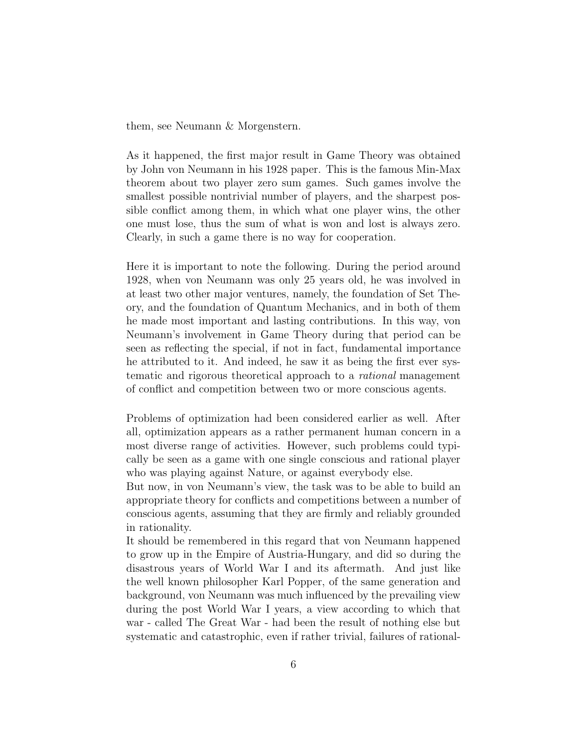them, see Neumann & Morgenstern.

As it happened, the first major result in Game Theory was obtained by John von Neumann in his 1928 paper. This is the famous Min-Max theorem about two player zero sum games. Such games involve the smallest possible nontrivial number of players, and the sharpest possible conflict among them, in which what one player wins, the other one must lose, thus the sum of what is won and lost is always zero. Clearly, in such a game there is no way for cooperation.

Here it is important to note the following. During the period around 1928, when von Neumann was only 25 years old, he was involved in at least two other major ventures, namely, the foundation of Set Theory, and the foundation of Quantum Mechanics, and in both of them he made most important and lasting contributions. In this way, von Neumann's involvement in Game Theory during that period can be seen as reflecting the special, if not in fact, fundamental importance he attributed to it. And indeed, he saw it as being the first ever systematic and rigorous theoretical approach to a *rational* management of conflict and competition between two or more conscious agents.

Problems of optimization had been considered earlier as well. After all, optimization appears as a rather permanent human concern in a most diverse range of activities. However, such problems could typically be seen as a game with one single conscious and rational player who was playing against Nature, or against everybody else.
But now, in von Neumann's view, the task was to be able to build an appropriate theory for conflicts and competitions between a number of conscious agents, assuming that they are firmly and reliably grounded in rationality.
It should be remembered in this regard that von Neumann happened to grow up in the Empire of Austria-Hungary, and did so during the disastrous years of World War I and its aftermath. And just like the well known philosopher Karl Popper, of the same generation and background, von Neumann was much influenced by the prevailing view during the post World War I years, a view according to which that war - called The Great War - had been the result of nothing else but systematic and catastrophic, even if rather trivial, failures of rational-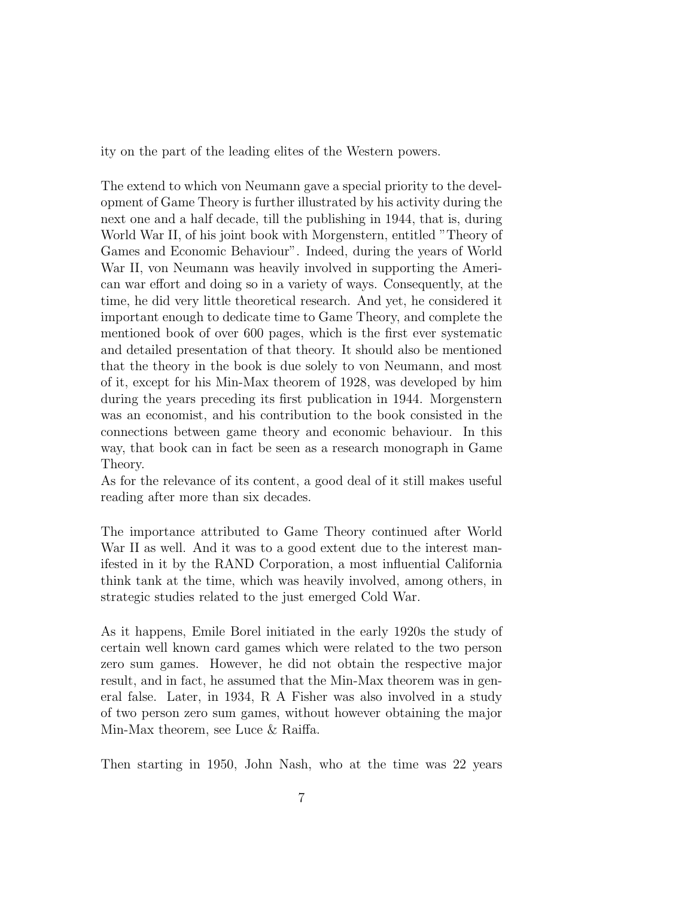ity on the part of the leading elites of the Western powers.

The extend to which von Neumann gave a special priority to the development of Game Theory is further illustrated by his activity during the next one and a half decade, till the publishing in 1944, that is, during World War II, of his joint book with Morgenstern, entitled "Theory of Games and Economic Behaviour". Indeed, during the years of World War II, von Neumann was heavily involved in supporting the American war effort and doing so in a variety of ways. Consequently, at the time, he did very little theoretical research. And yet, he considered it important enough to dedicate time to Game Theory, and complete the mentioned book of over 600 pages, which is the first ever systematic and detailed presentation of that theory. It should also be mentioned that the theory in the book is due solely to von Neumann, and most of it, except for his Min-Max theorem of 1928, was developed by him during the years preceding its first publication in 1944. Morgenstern was an economist, and his contribution to the book consisted in the connections between game theory and economic behaviour. In this way, that book can in fact be seen as a research monograph in Game Theory.
As for the relevance of its content, a good deal of it still makes useful reading after more than six decades.

The importance attributed to Game Theory continued after World War II as well. And it was to a good extent due to the interest manifested in it by the RAND Corporation, a most influential California think tank at the time, which was heavily involved, among others, in strategic studies related to the just emerged Cold War.

As it happens, Emile Borel initiated in the early 1920s the study of certain well known card games which were related to the two person zero sum games. However, he did not obtain the respective major result, and in fact, he assumed that the Min-Max theorem was in general false. Later, in 1934, R A Fisher was also involved in a study of two person zero sum games, without however obtaining the major Min-Max theorem, see Luce & Raiffa.

Then starting in 1950, John Nash, who at the time was 22 years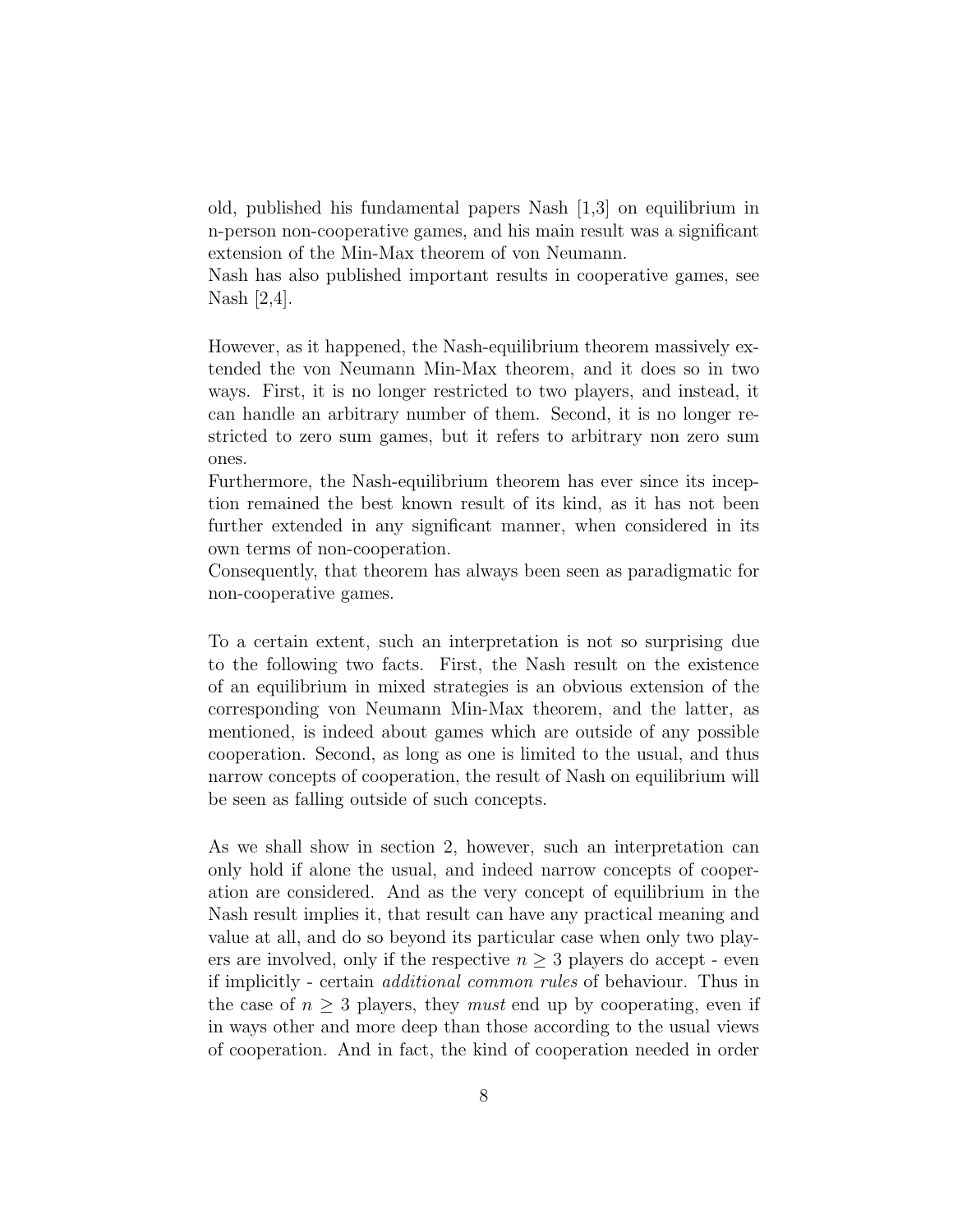old, published his fundamental papers Nash [1,3] on equilibrium in n-person non-cooperative games, and his main result was a significant extension of the Min-Max theorem of von Neumann.
Nash has also published important results in cooperative games, see Nash [2,4].

However, as it happened, the Nash-equilibrium theorem massively extended the von Neumann Min-Max theorem, and it does so in two ways. First, it is no longer restricted to two players, and instead, it can handle an arbitrary number of them. Second, it is no longer restricted to zero sum games, but it refers to arbitrary non zero sum ones.
Furthermore, the Nash-equilibrium theorem has ever since its inception remained the best known result of its kind, as it has not been further extended in any significant manner, when considered in its own terms of non-cooperation.
Consequently, that theorem has always been seen as paradigmatic for non-cooperative games.

To a certain extent, such an interpretation is not so surprising due to the following two facts. First, the Nash result on the existence of an equilibrium in mixed strategies is an obvious extension of the corresponding von Neumann Min-Max theorem, and the latter, as mentioned, is indeed about games which are outside of any possible cooperation. Second, as long as one is limited to the usual, and thus narrow concepts of cooperation, the result of Nash on equilibrium will be seen as falling outside of such concepts.

As we shall show in section 2, however, such an interpretation can only hold if alone the usual, and indeed narrow concepts of cooperation are considered. And as the very concept of equilibrium in the Nash result implies it, that result can have any practical meaning and value at all, and do so beyond its particular case when only two players are involved, only if the respective $n \geq 3$ players do accept - even if implicitly - certain *additional common rules* of behaviour. Thus in the case of $n \geq 3$ players, they *must* end up by cooperating, even if in ways other and more deep than those according to the usual views of cooperation. And in fact, the kind of cooperation needed in order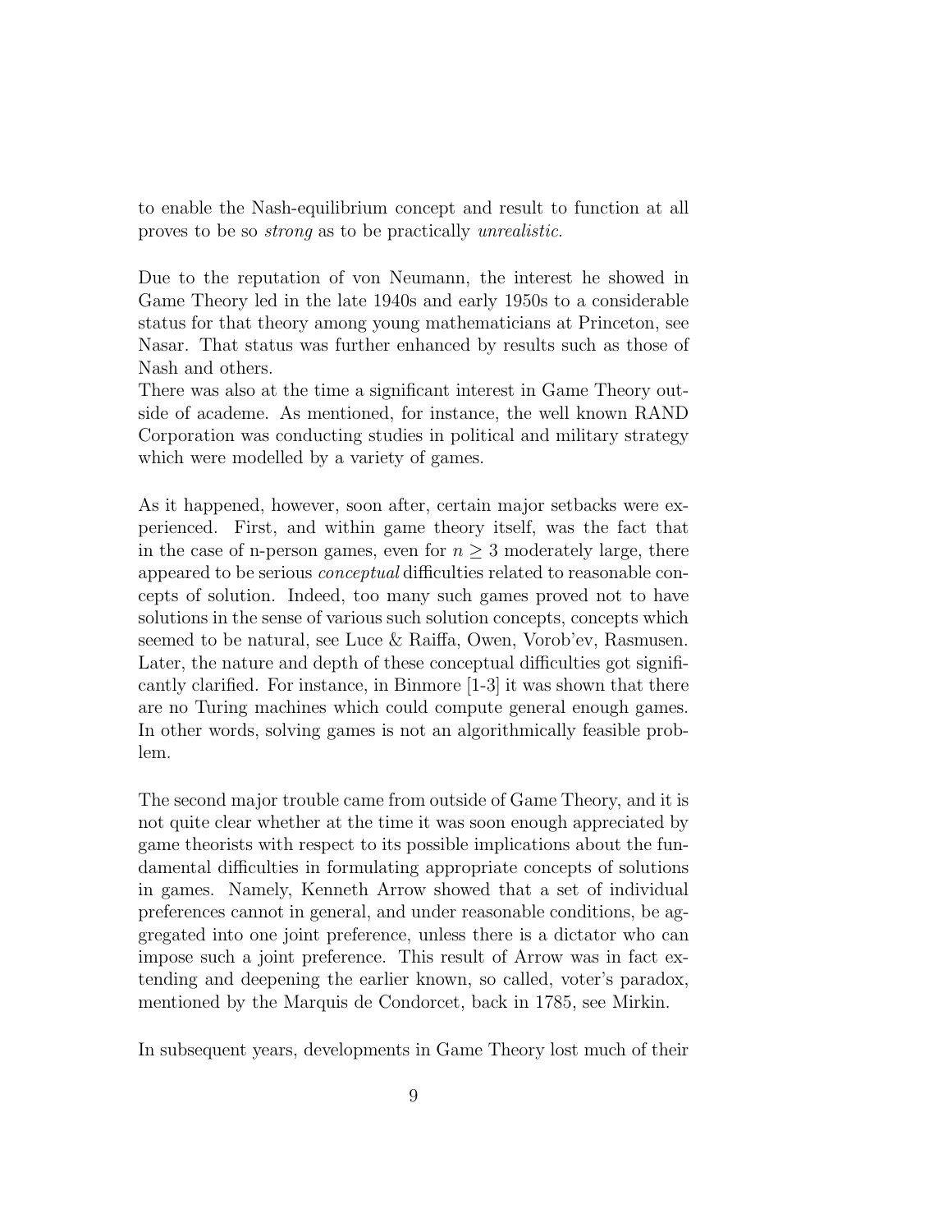to enable the Nash-equilibrium concept and result to function at all proves to be so *strong* as to be practically *unrealistic*.

Due to the reputation of von Neumann, the interest he showed in Game Theory led in the late 1940s and early 1950s to a considerable status for that theory among young mathematicians at Princeton, see Nasar. That status was further enhanced by results such as those of Nash and others.
There was also at the time a significant interest in Game Theory outside of academe. As mentioned, for instance, the well known RAND Corporation was conducting studies in political and military strategy which were modelled by a variety of games.

As it happened, however, soon after, certain major setbacks were experienced. First, and within game theory itself, was the fact that in the case of n-person games, even for $n \geq 3$ moderately large, there appeared to be serious *conceptual* difficulties related to reasonable concepts of solution. Indeed, too many such games proved not to have solutions in the sense of various such solution concepts, concepts which seemed to be natural, see Luce & Raiffa, Owen, Vorob'ev, Rasmusen. Later, the nature and depth of these conceptual difficulties got significantly clarified. For instance, in Binmore [1-3] it was shown that there are no Turing machines which could compute general enough games. In other words, solving games is not an algorithmically feasible problem.

The second major trouble came from outside of Game Theory, and it is not quite clear whether at the time it was soon enough appreciated by game theorists with respect to its possible implications about the fundamental difficulties in formulating appropriate concepts of solutions in games. Namely, Kenneth Arrow showed that a set of individual preferences cannot in general, and under reasonable conditions, be aggregated into one joint preference, unless there is a dictator who can impose such a joint preference. This result of Arrow was in fact extending and deepening the earlier known, so called, voter's paradox, mentioned by the Marquis de Condorcet, back in 1785, see Mirkin.

In subsequent years, developments in Game Theory lost much of their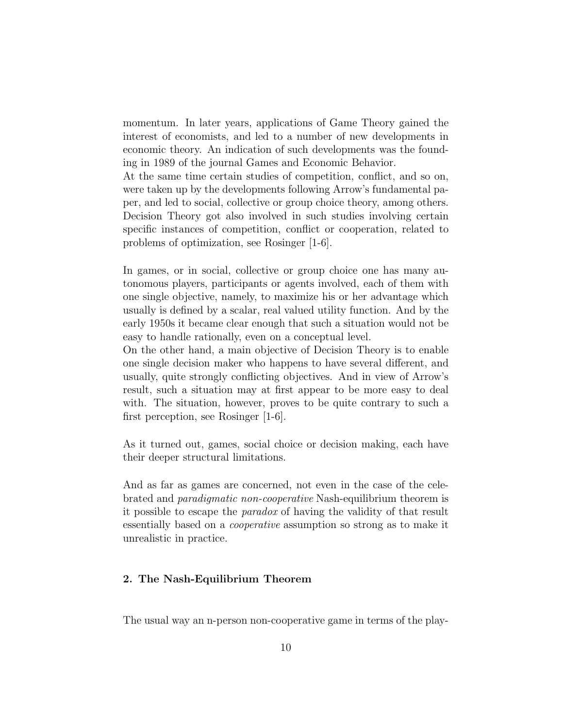momentum. In later years, applications of Game Theory gained the interest of economists, and led to a number of new developments in economic theory. An indication of such developments was the founding in 1989 of the journal Games and Economic Behavior.
At the same time certain studies of competition, conflict, and so on, were taken up by the developments following Arrow's fundamental paper, and led to social, collective or group choice theory, among others. Decision Theory got also involved in such studies involving certain specific instances of competition, conflict or cooperation, related to problems of optimization, see Rosinger [1-6].

In games, or in social, collective or group choice one has many autonomous players, participants or agents involved, each of them with one single objective, namely, to maximize his or her advantage which usually is defined by a scalar, real valued utility function. And by the early 1950s it became clear enough that such a situation would not be easy to handle rationally, even on a conceptual level.
On the other hand, a main objective of Decision Theory is to enable one single decision maker who happens to have several different, and usually, quite strongly conflicting objectives. And in view of Arrow's result, such a situation may at first appear to be more easy to deal with. The situation, however, proves to be quite contrary to such a first perception, see Rosinger [1-6].

As it turned out, games, social choice or decision making, each have their deeper structural limitations.

And as far as games are concerned, not even in the case of the celebrated and *paradigmatic non-cooperative* Nash-equilibrium theorem is it possible to escape the *paradox* of having the validity of that result essentially based on a *cooperative* assumption so strong as to make it unrealistic in practice.

## 2. The Nash-Equilibrium Theorem

The usual way an n-person non-cooperative game in terms of the play-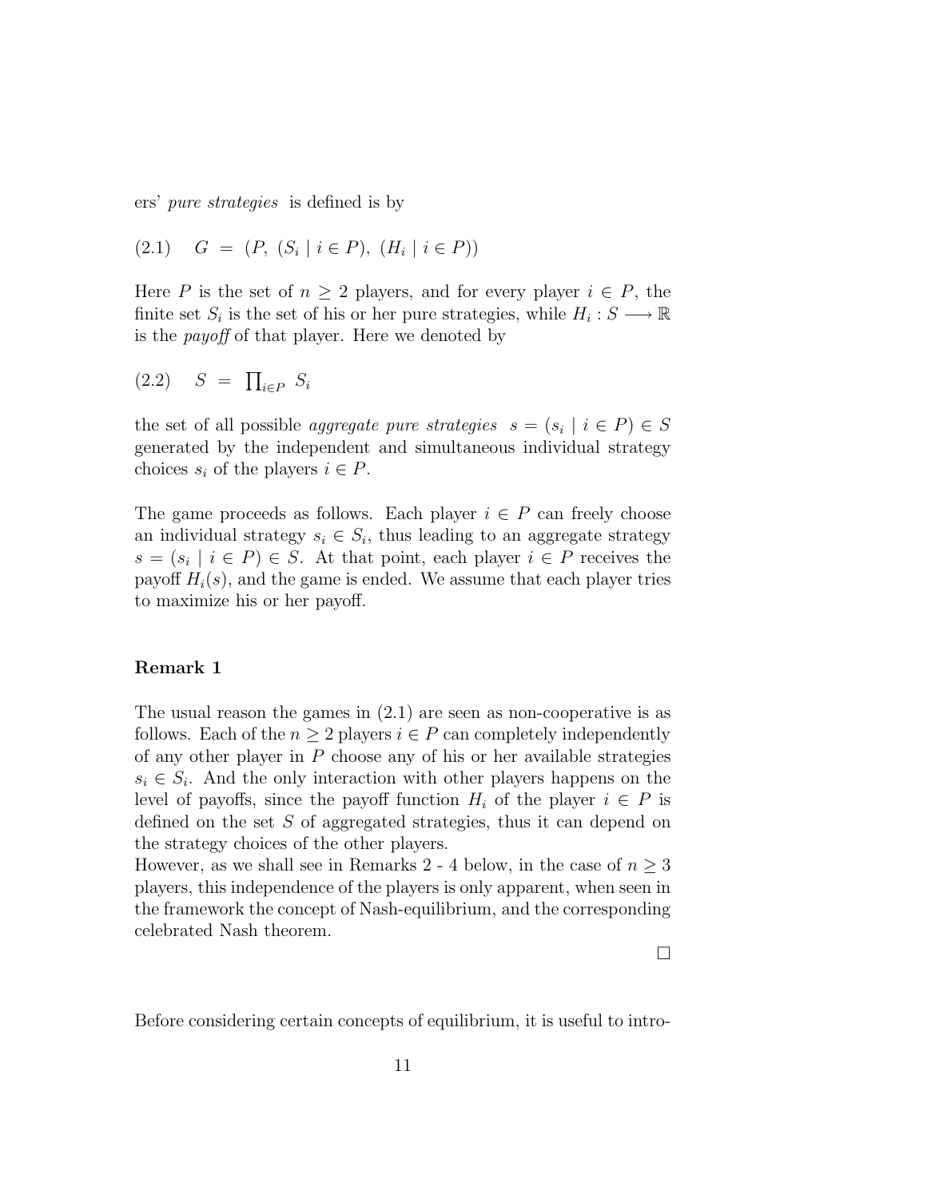ers' *pure strategies* is defined is by

$$(2.1) \quad G \ = \ (P, \ (S_i \mid i \in P), \ (H_i \mid i \in P))$$

Here $P$ is the set of $n \geq 2$ players, and for every player $i \in P$, the finite set $S_i$ is the set of his or her pure strategies, while $H_i : S \longrightarrow \mathbb{R}$ is the *payoff* of that player. Here we denoted by

$$(2.2) \quad S \ = \ \prod_{i \in P} \ S_i$$

the set of all possible *aggregate pure strategies* $s = (s_i \mid i \in P) \in S$ generated by the independent and simultaneous individual strategy choices $s_i$ of the players $i \in P$.

The game proceeds as follows. Each player $i \in P$ can freely choose an individual strategy $s_i \in S_i$, thus leading to an aggregate strategy $s = (s_i \mid i \in P) \in S$. At that point, each player $i \in P$ receives the payoff $H_i(s)$, and the game is ended. We assume that each player tries to maximize his or her payoff.

**Remark 1**

The usual reason the games in (2.1) are seen as non-cooperative is as follows. Each of the $n \geq 2$ players $i \in P$ can completely independently of any other player in $P$ choose any of his or her available strategies $s_i \in S_i$. And the only interaction with other players happens on the level of payoffs, since the payoff function $H_i$ of the player $i \in P$ is defined on the set $S$ of aggregated strategies, thus it can depend on the strategy choices of the other players.
However, as we shall see in Remarks 2 - 4 below, in the case of $n \geq 3$ players, this independence of the players is only apparent, when seen in the framework the concept of Nash-equilibrium, and the corresponding celebrated Nash theorem.

□

Before considering certain concepts of equilibrium, it is useful to intro-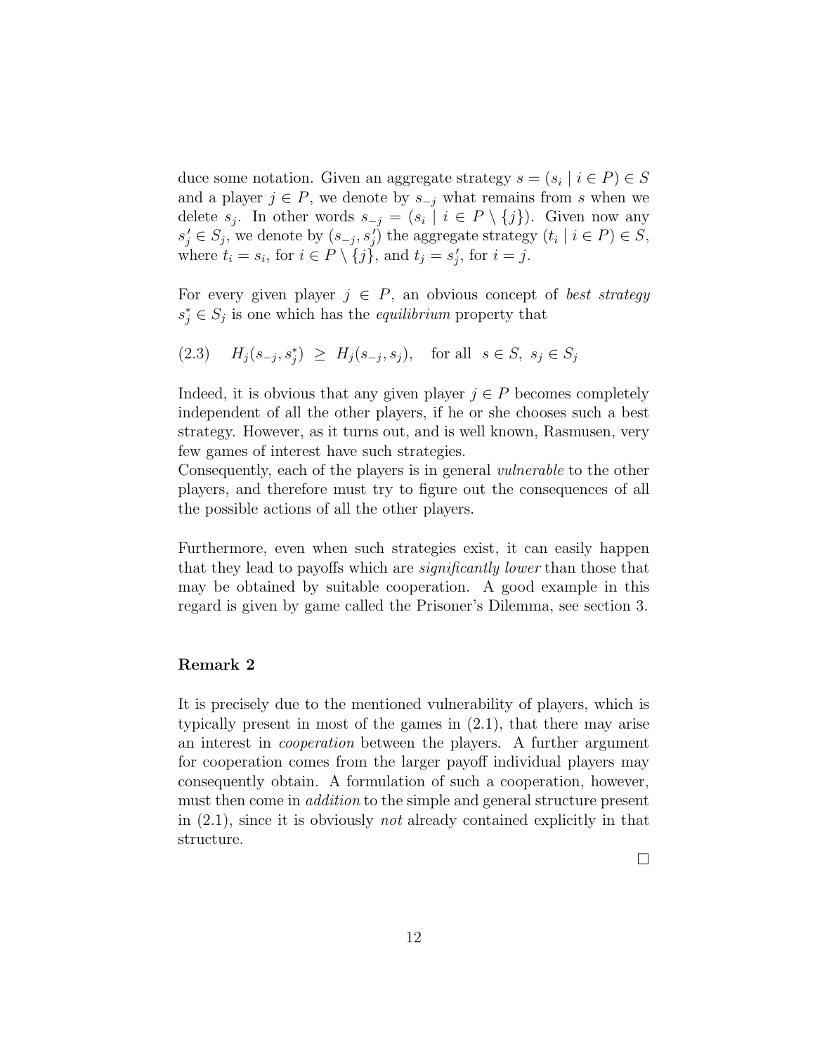duce some notation. Given an aggregate strategy $s = (s_i \mid i \in P) \in S$ and a player $j \in P$, we denote by $s_{-j}$ what remains from $s$ when we delete $s_j$. In other words $s_{-j} = (s_i \mid i \in P \setminus \{j\})$. Given now any $s'_j \in S_j$, we denote by $(s_{-j}, s'_j)$ the aggregate strategy $(t_i \mid i \in P) \in S$, where $t_i = s_i$, for $i \in P \setminus \{j\}$, and $t_j = s'_j$, for $i = j$.

For every given player $j \in P$, an obvious concept of *best strategy* $s^*_j \in S_j$ is one which has the *equilibrium* property that

$$(2.3) \quad H_j(s_{-j}, s^*_j) \geq H_j(s_{-j}, s_j), \quad \text{for all } s \in S, \ s_j \in S_j$$

Indeed, it is obvious that any given player $j \in P$ becomes completely independent of all the other players, if he or she chooses such a best strategy. However, as it turns out, and is well known, Rasmusen, very few games of interest have such strategies.
Consequently, each of the players is in general *vulnerable* to the other players, and therefore must try to figure out the consequences of all the possible actions of all the other players.

Furthermore, even when such strategies exist, it can easily happen that they lead to payoffs which are *significantly lower* than those that may be obtained by suitable cooperation. A good example in this regard is given by game called the Prisoner's Dilemma, see section 3.

**Remark 2**

It is precisely due to the mentioned vulnerability of players, which is typically present in most of the games in (2.1), that there may arise an interest in *cooperation* between the players. A further argument for cooperation comes from the larger payoff individual players may consequently obtain. A formulation of such a cooperation, however, must then come in *addition* to the simple and general structure present in (2.1), since it is obviously *not* already contained explicitly in that structure.

□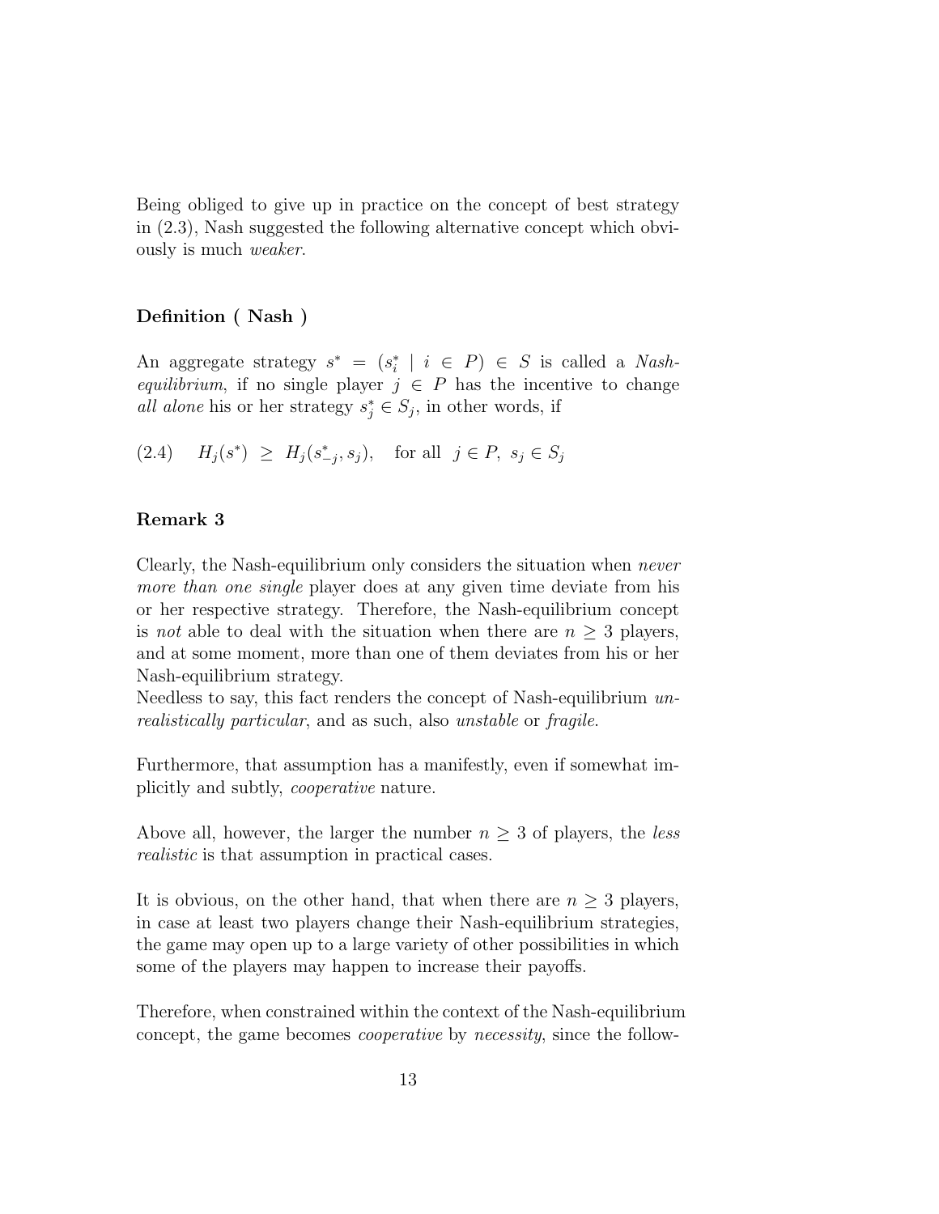Being obliged to give up in practice on the concept of best strategy in (2.3), Nash suggested the following alternative concept which obviously is much *weaker*.

**Definition ( Nash )**

An aggregate strategy $s^* = (s_i^* \mid i \in P) \in S$ is called a *Nash-equilibrium*, if no single player $j \in P$ has the incentive to change *all alone* his or her strategy $s_j^* \in S_j$, in other words, if

$$(2.4) \quad H_j(s^*) \geq H_j(s^*_{-j}, s_j), \quad \text{for all } j \in P, \ s_j \in S_j$$

**Remark 3**

Clearly, the Nash-equilibrium only considers the situation when *never more than one single* player does at any given time deviate from his or her respective strategy. Therefore, the Nash-equilibrium concept is *not* able to deal with the situation when there are $n \geq 3$ players, and at some moment, more than one of them deviates from his or her Nash-equilibrium strategy.
Needless to say, this fact renders the concept of Nash-equilibrium *unrealistically particular*, and as such, also *unstable* or *fragile*.

Furthermore, that assumption has a manifestly, even if somewhat implicitly and subtly, *cooperative* nature.

Above all, however, the larger the number $n \geq 3$ of players, the *less realistic* is that assumption in practical cases.

It is obvious, on the other hand, that when there are $n \geq 3$ players, in case at least two players change their Nash-equilibrium strategies, the game may open up to a large variety of other possibilities in which some of the players may happen to increase their payoffs.

Therefore, when constrained within the context of the Nash-equilibrium concept, the game becomes *cooperative* by *necessity*, since the follow-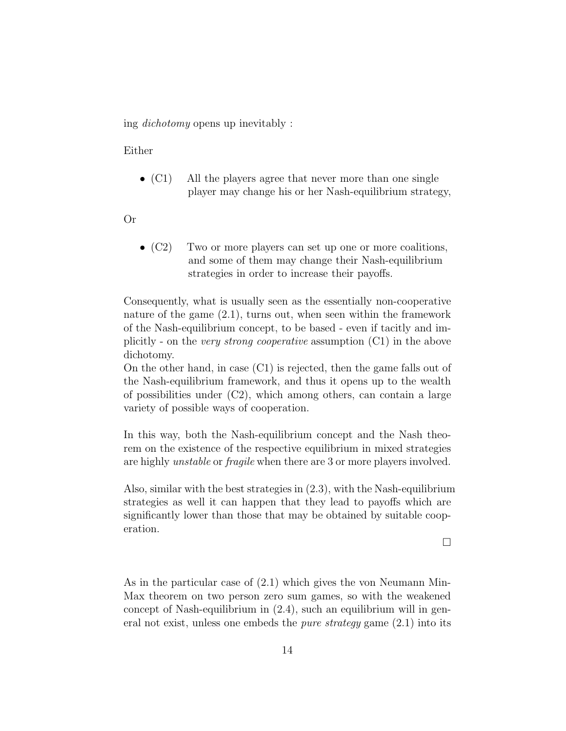ing *dichotomy* opens up inevitably :

Either

- (C1) All the players agree that never more than one single player may change his or her Nash-equilibrium strategy,

Or

- (C2) Two or more players can set up one or more coalitions, and some of them may change their Nash-equilibrium strategies in order to increase their payoffs.

Consequently, what is usually seen as the essentially non-cooperative nature of the game (2.1), turns out, when seen within the framework of the Nash-equilibrium concept, to be based - even if tacitly and implicitly - on the *very strong cooperative* assumption (C1) in the above dichotomy.
On the other hand, in case (C1) is rejected, then the game falls out of the Nash-equilibrium framework, and thus it opens up to the wealth of possibilities under (C2), which among others, can contain a large variety of possible ways of cooperation.

In this way, both the Nash-equilibrium concept and the Nash theorem on the existence of the respective equilibrium in mixed strategies are highly *unstable* or *fragile* when there are 3 or more players involved.

Also, similar with the best strategies in (2.3), with the Nash-equilibrium strategies as well it can happen that they lead to payoffs which are significantly lower than those that may be obtained by suitable cooperation.

□

As in the particular case of (2.1) which gives the von Neumann Min-Max theorem on two person zero sum games, so with the weakened concept of Nash-equilibrium in (2.4), such an equilibrium will in general not exist, unless one embeds the *pure strategy* game (2.1) into its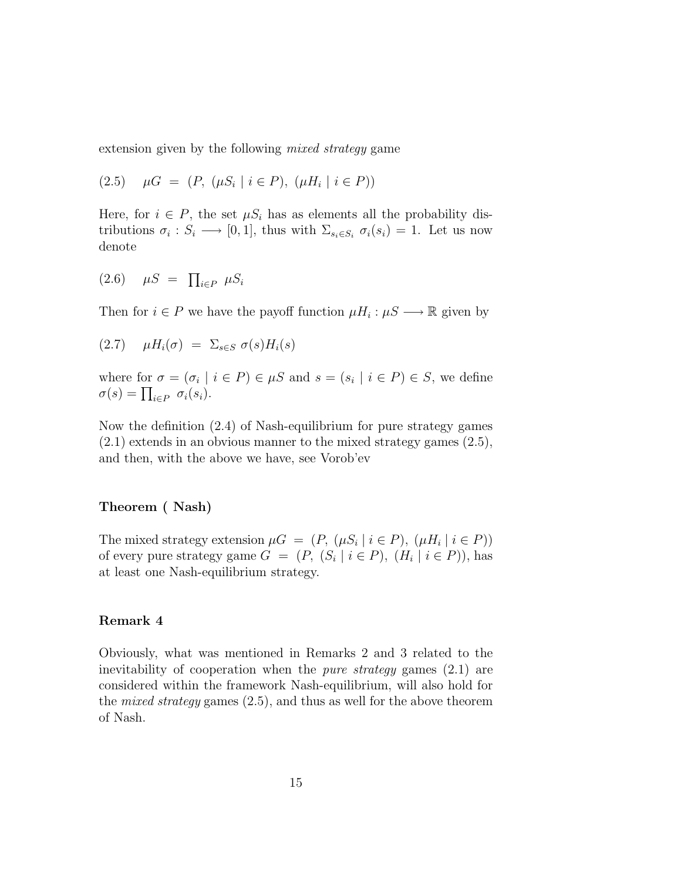extension given by the following *mixed strategy* game

$$(2.5) \quad \mu G \ = \ (P, \ (\mu S_i \mid i \in P), \ (\mu H_i \mid i \in P))$$

Here, for $i \in P$, the set $\mu S_i$ has as elements all the probability distributions $\sigma_i : S_i \longrightarrow [0, 1]$, thus with $\Sigma_{s_i \in S_i} \ \sigma_i(s_i) = 1$. Let us now denote

$$(2.6) \quad \mu S \ = \ \prod_{i \in P} \ \mu S_i$$

Then for $i \in P$ we have the payoff function $\mu H_i : \mu S \longrightarrow \mathbb{R}$ given by

$$(2.7) \quad \mu H_i(\sigma) \ = \ \Sigma_{s \in S} \ \sigma(s) H_i(s)$$

where for $\sigma = (\sigma_i \mid i \in P) \in \mu S$ and $s = (s_i \mid i \in P) \in S$, we define $\sigma(s) = \prod_{i \in P} \ \sigma_i(s_i)$.

Now the definition (2.4) of Nash-equilibrium for pure strategy games (2.1) extends in an obvious manner to the mixed strategy games (2.5), and then, with the above we have, see Vorob'ev

**Theorem ( Nash)**

The mixed strategy extension $\mu G \ = \ (P, \ (\mu S_i \mid i \in P), \ (\mu H_i \mid i \in P))$ of every pure strategy game $G \ = \ (P, \ (S_i \mid i \in P), \ (H_i \mid i \in P))$, has at least one Nash-equilibrium strategy.

**Remark 4**

Obviously, what was mentioned in Remarks 2 and 3 related to the inevitability of cooperation when the *pure strategy* games (2.1) are considered within the framework Nash-equilibrium, will also hold for the *mixed strategy* games (2.5), and thus as well for the above theorem of Nash.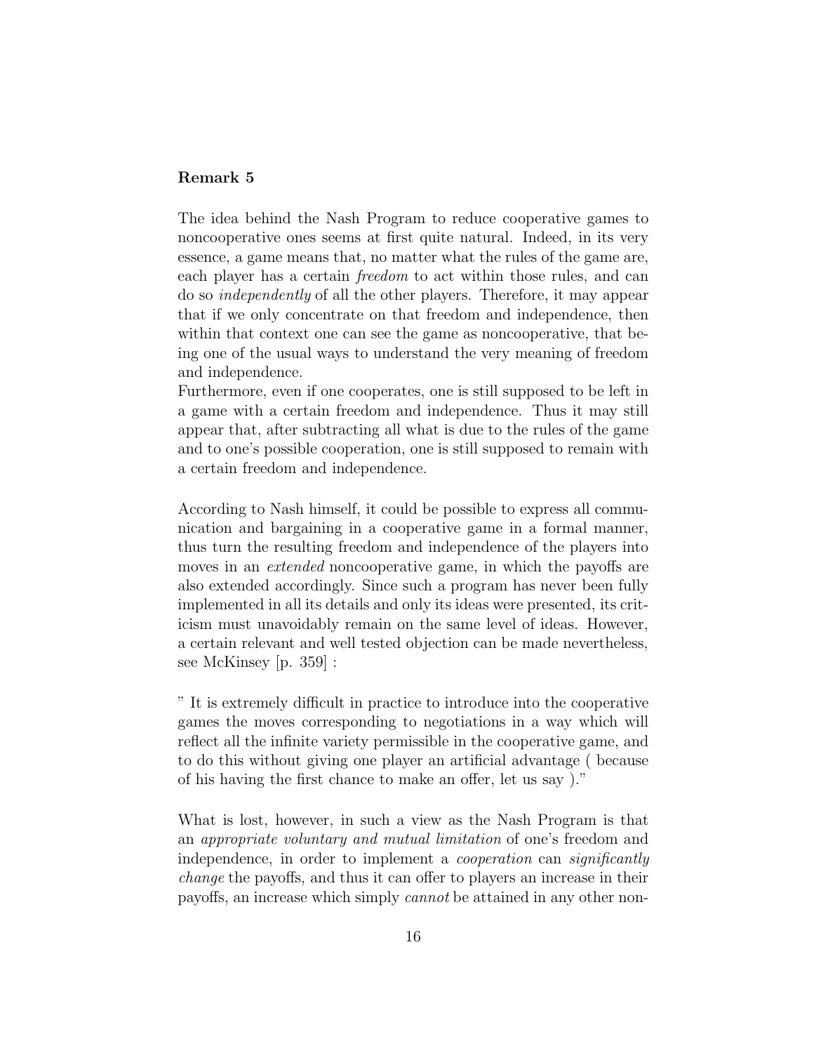**Remark 5**

The idea behind the Nash Program to reduce cooperative games to noncooperative ones seems at first quite natural. Indeed, in its very essence, a game means that, no matter what the rules of the game are, each player has a certain *freedom* to act within those rules, and can do so *independently* of all the other players. Therefore, it may appear that if we only concentrate on that freedom and independence, then within that context one can see the game as noncooperative, that being one of the usual ways to understand the very meaning of freedom and independence.
Furthermore, even if one cooperates, one is still supposed to be left in a game with a certain freedom and independence. Thus it may still appear that, after subtracting all what is due to the rules of the game and to one's possible cooperation, one is still supposed to remain with a certain freedom and independence.

According to Nash himself, it could be possible to express all communication and bargaining in a cooperative game in a formal manner, thus turn the resulting freedom and independence of the players into moves in an *extended* noncooperative game, in which the payoffs are also extended accordingly. Since such a program has never been fully implemented in all its details and only its ideas were presented, its criticism must unavoidably remain on the same level of ideas. However, a certain relevant and well tested objection can be made nevertheless, see McKinsey [p. 359] :

" It is extremely difficult in practice to introduce into the cooperative games the moves corresponding to negotiations in a way which will reflect all the infinite variety permissible in the cooperative game, and to do this without giving one player an artificial advantage ( because of his having the first chance to make an offer, let us say )."

What is lost, however, in such a view as the Nash Program is that an *appropriate voluntary and mutual limitation* of one's freedom and independence, in order to implement a *cooperation* can *significantly change* the payoffs, and thus it can offer to players an increase in their payoffs, an increase which simply *cannot* be attained in any other non-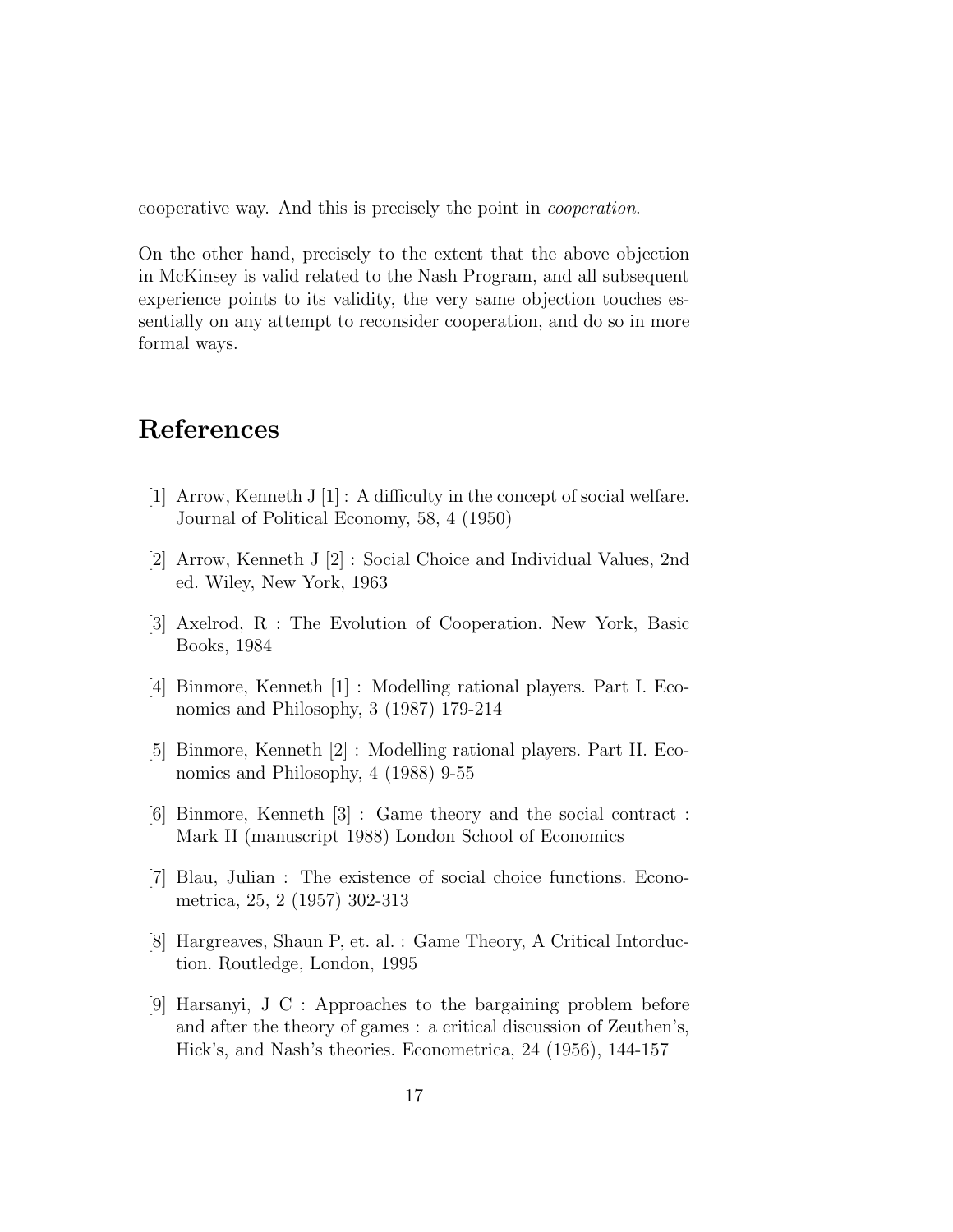cooperative way. And this is precisely the point in *cooperation*.

On the other hand, precisely to the extent that the above objection in McKinsey is valid related to the Nash Program, and all subsequent experience points to its validity, the very same objection touches essentially on any attempt to reconsider cooperation, and do so in more formal ways.

# References

[1] Arrow, Kenneth J [1] : A difficulty in the concept of social welfare. Journal of Political Economy, 58, 4 (1950)

[2] Arrow, Kenneth J [2] : Social Choice and Individual Values, 2nd ed. Wiley, New York, 1963

[3] Axelrod, R : The Evolution of Cooperation. New York, Basic Books, 1984

[4] Binmore, Kenneth [1] : Modelling rational players. Part I. Economics and Philosophy, 3 (1987) 179-214

[5] Binmore, Kenneth [2] : Modelling rational players. Part II. Economics and Philosophy, 4 (1988) 9-55

[6] Binmore, Kenneth [3] : Game theory and the social contract : Mark II (manuscript 1988) London School of Economics

[7] Blau, Julian : The existence of social choice functions. Econometrica, 25, 2 (1957) 302-313

[8] Hargreaves, Shaun P, et. al. : Game Theory, A Critical Intorduction. Routledge, London, 1995

[9] Harsanyi, J C : Approaches to the bargaining problem before and after the theory of games : a critical discussion of Zeuthen's, Hick's, and Nash's theories. Econometrica, 24 (1956), 144-157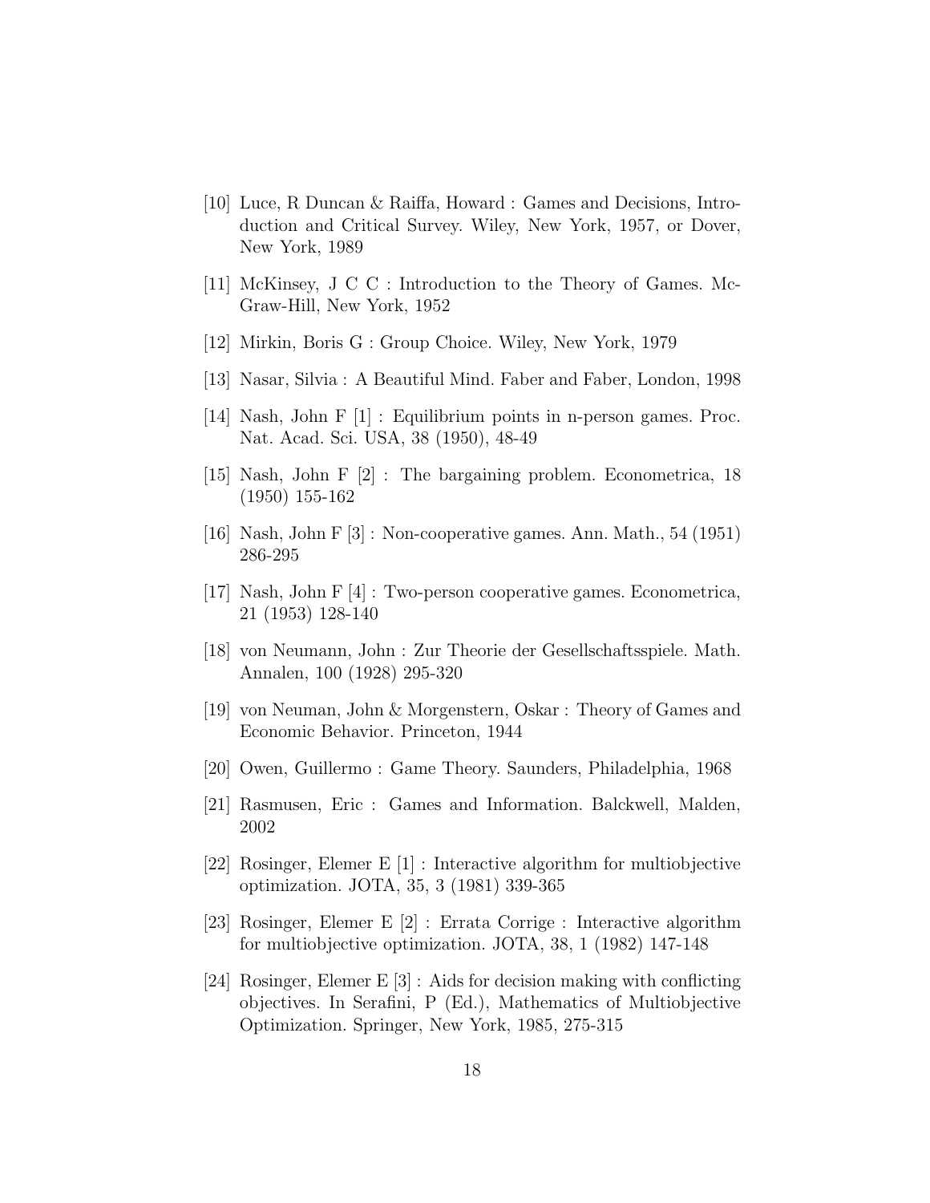[10] Luce, R Duncan & Raiffa, Howard : Games and Decisions, Introduction and Critical Survey. Wiley, New York, 1957, or Dover, New York, 1989

[11] McKinsey, J C C : Introduction to the Theory of Games. McGraw-Hill, New York, 1952

[12] Mirkin, Boris G : Group Choice. Wiley, New York, 1979

[13] Nasar, Silvia : A Beautiful Mind. Faber and Faber, London, 1998

[14] Nash, John F [1] : Equilibrium points in n-person games. Proc. Nat. Acad. Sci. USA, 38 (1950), 48-49

[15] Nash, John F [2] : The bargaining problem. Econometrica, 18 (1950) 155-162

[16] Nash, John F [3] : Non-cooperative games. Ann. Math., 54 (1951) 286-295

[17] Nash, John F [4] : Two-person cooperative games. Econometrica, 21 (1953) 128-140

[18] von Neumann, John : Zur Theorie der Gesellschaftsspiele. Math. Annalen, 100 (1928) 295-320

[19] von Neuman, John & Morgenstern, Oskar : Theory of Games and Economic Behavior. Princeton, 1944

[20] Owen, Guillermo : Game Theory. Saunders, Philadelphia, 1968

[21] Rasmusen, Eric : Games and Information. Balckwell, Malden, 2002

[22] Rosinger, Elemer E [1] : Interactive algorithm for multiobjective optimization. JOTA, 35, 3 (1981) 339-365

[23] Rosinger, Elemer E [2] : Errata Corrige : Interactive algorithm for multiobjective optimization. JOTA, 38, 1 (1982) 147-148

[24] Rosinger, Elemer E [3] : Aids for decision making with conflicting objectives. In Serafini, P (Ed.), Mathematics of Multiobjective Optimization. Springer, New York, 1985, 275-315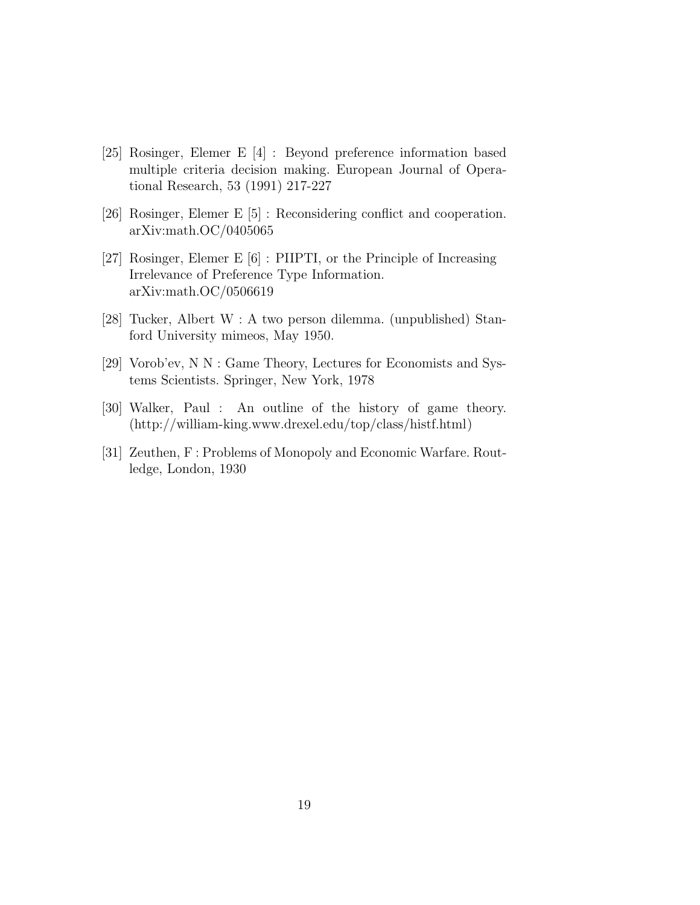[25] Rosinger, Elemer E [4] : Beyond preference information based multiple criteria decision making. European Journal of Operational Research, 53 (1991) 217-227

[26] Rosinger, Elemer E [5] : Reconsidering conflict and cooperation. arXiv:math.OC/0405065

[27] Rosinger, Elemer E [6] : PIIPTI, or the Principle of Increasing Irrelevance of Preference Type Information. arXiv:math.OC/0506619

[28] Tucker, Albert W : A two person dilemma. (unpublished) Stanford University mimeos, May 1950.

[29] Vorob'ev, N N : Game Theory, Lectures for Economists and Systems Scientists. Springer, New York, 1978

[30] Walker, Paul : An outline of the history of game theory. (http://william-king.www.drexel.edu/top/class/histf.html)

[31] Zeuthen, F : Problems of Monopoly and Economic Warfare. Routledge, London, 1930